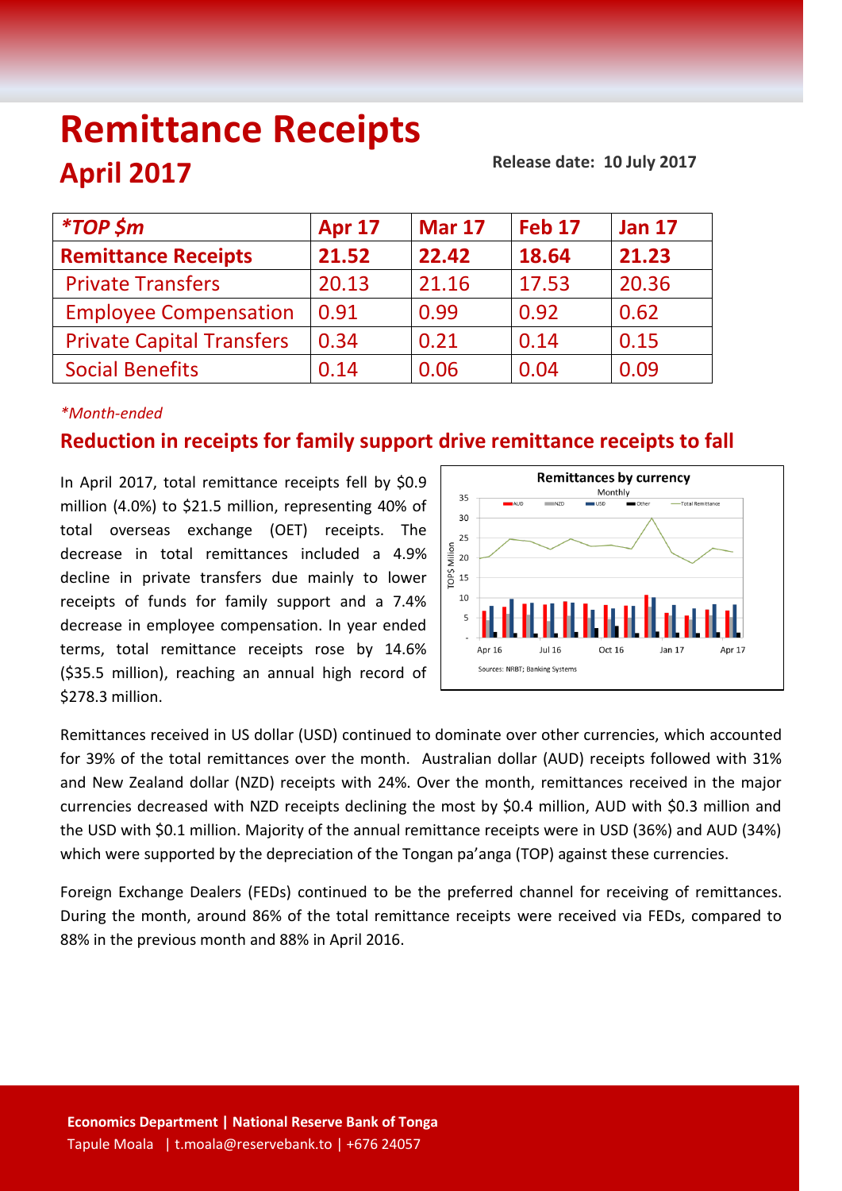# Remittance Receipts

## April 2017

**Release date: 10 July 2017**

| *TOP $m | Apr 17 | Mar 17 | Feb 17 | Jan 17 |
|---|---|---|---|---|
| **Remittance Receipts** | **21.52** | **22.42** | **18.64** | **21.23** |
| Private Transfers | 20.13 | 21.16 | 17.53 | 20.36 |
| Employee Compensation | 0.91 | 0.99 | 0.92 | 0.62 |
| Private Capital Transfers | 0.34 | 0.21 | 0.14 | 0.15 |
| Social Benefits | 0.14 | 0.06 | 0.04 | 0.09 |

*\*Month-ended*

### Reduction in receipts for family support drive remittance receipts to fall

In April 2017, total remittance receipts fell by $0.9 million (4.0%) to $21.5 million, representing 40% of total overseas exchange (OET) receipts. The decrease in total remittances included a 4.9% decline in private transfers due mainly to lower receipts of funds for family support and a 7.4% decrease in employee compensation. In year ended terms, total remittance receipts rose by 14.6% ($35.5 million), reaching an annual high record of $278.3 million.

Remittances received in US dollar (USD) continued to dominate over other currencies, which accounted for 39% of the total remittances over the month. Australian dollar (AUD) receipts followed with 31% and New Zealand dollar (NZD) receipts with 24%. Over the month, remittances received in the major currencies decreased with NZD receipts declining the most by $0.4 million, AUD with $0.3 million and the USD with $0.1 million. Majority of the annual remittance receipts were in USD (36%) and AUD (34%) which were supported by the depreciation of the Tongan pa'anga (TOP) against these currencies.

Foreign Exchange Dealers (FEDs) continued to be the preferred channel for receiving of remittances. During the month, around 86% of the total remittance receipts were received via FEDs, compared to 88% in the previous month and 88% in April 2016.

**Economics Department | National Reserve Bank of Tonga**
Tapule Moala | t.moala@reservebank.to | +676 24057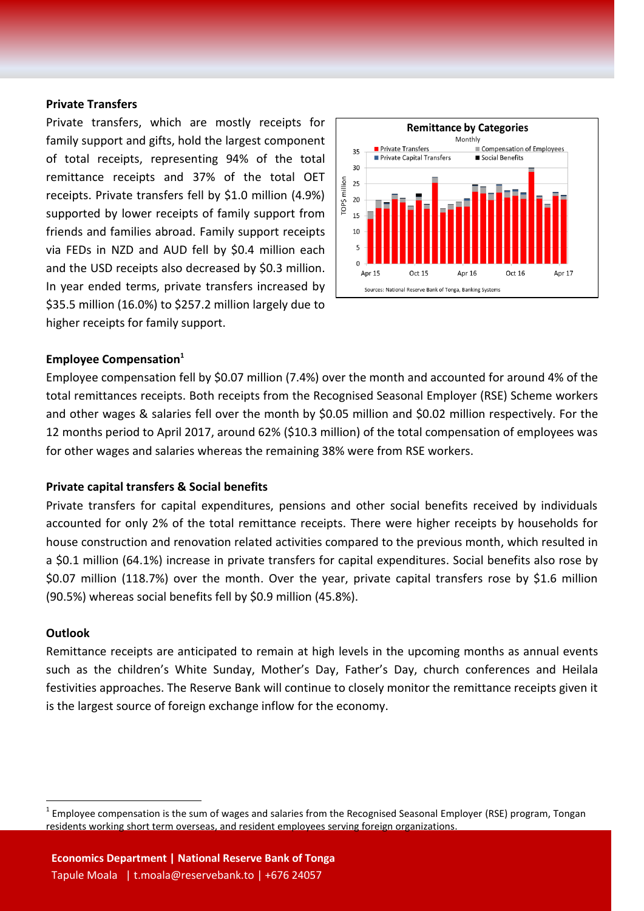### Private Transfers

Private transfers, which are mostly receipts for family support and gifts, hold the largest component of total receipts, representing 94% of the total remittance receipts and 37% of the total OET receipts. Private transfers fell by $1.0 million (4.9%) supported by lower receipts of family support from friends and families abroad. Family support receipts via FEDs in NZD and AUD fell by $0.4 million each and the USD receipts also decreased by $0.3 million. In year ended terms, private transfers increased by $35.5 million (16.0%) to $257.2 million largely due to higher receipts for family support.

**Remittance by Categories**
Monthly

Sources: National Reserve Bank of Tonga, Banking Systems

### Employee Compensation[1]

Employee compensation fell by $0.07 million (7.4%) over the month and accounted for around 4% of the total remittances receipts. Both receipts from the Recognised Seasonal Employer (RSE) Scheme workers and other wages & salaries fell over the month by $0.05 million and $0.02 million respectively. For the 12 months period to April 2017, around 62% ($10.3 million) of the total compensation of employees was for other wages and salaries whereas the remaining 38% were from RSE workers.

### Private capital transfers & Social benefits

Private transfers for capital expenditures, pensions and other social benefits received by individuals accounted for only 2% of the total remittance receipts. There were higher receipts by households for house construction and renovation related activities compared to the previous month, which resulted in a $0.1 million (64.1%) increase in private transfers for capital expenditures. Social benefits also rose by $0.07 million (118.7%) over the month. Over the year, private capital transfers rose by $1.6 million (90.5%) whereas social benefits fell by $0.9 million (45.8%).

### Outlook

Remittance receipts are anticipated to remain at high levels in the upcoming months as annual events such as the children's White Sunday, Mother's Day, Father's Day, church conferences and Heilala festivities approaches. The Reserve Bank will continue to closely monitor the remittance receipts given it is the largest source of foreign exchange inflow for the economy.

[1] Employee compensation is the sum of wages and salaries from the Recognised Seasonal Employer (RSE) program, Tongan residents working short term overseas, and resident employees serving foreign organizations.

**Economics Department | National Reserve Bank of Tonga**
Tapule Moala | t.moala@reservebank.to | +676 24057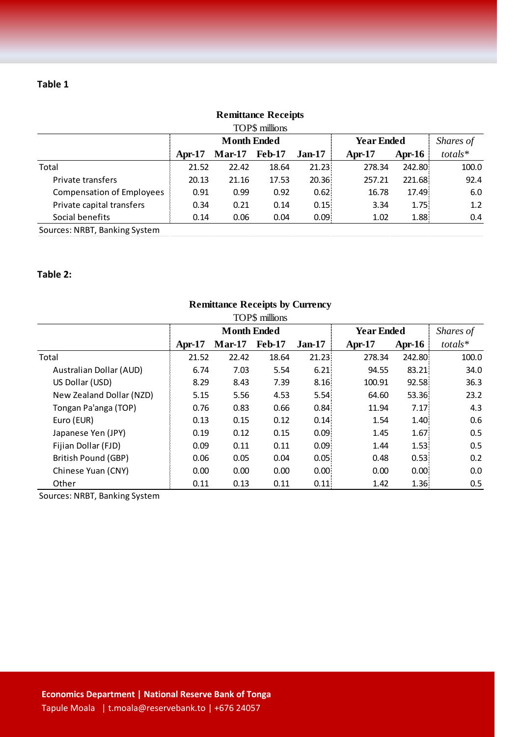**Table 1**

**Remittance Receipts**

TOP$ millions

| | Month Ended | | | | Year Ended | | *Shares of* |
|---|---|---|---|---|---|---|---|
| | **Apr-17** | **Mar-17** | **Feb-17** | **Jan-17** | **Apr-17** | **Apr-16** | *totals** |
| Total | 21.52 | 22.42 | 18.64 | 21.23 | 278.34 | 242.80 | 100.0 |
| Private transfers | 20.13 | 21.16 | 17.53 | 20.36 | 257.21 | 221.68 | 92.4 |
| Compensation of Employees | 0.91 | 0.99 | 0.92 | 0.62 | 16.78 | 17.49 | 6.0 |
| Private capital transfers | 0.34 | 0.21 | 0.14 | 0.15 | 3.34 | 1.75 | 1.2 |
| Social benefits | 0.14 | 0.06 | 0.04 | 0.09 | 1.02 | 1.88 | 0.4 |

Sources: NRBT, Banking System

**Table 2:**

**Remittance Receipts by Currency**

TOP$ millions

| | Month Ended | | | | Year Ended | | *Shares of* |
|---|---|---|---|---|---|---|---|
| | **Apr-17** | **Mar-17** | **Feb-17** | **Jan-17** | **Apr-17** | **Apr-16** | *totals** |
| Total | 21.52 | 22.42 | 18.64 | 21.23 | 278.34 | 242.80 | 100.0 |
| Australian Dollar (AUD) | 6.74 | 7.03 | 5.54 | 6.21 | 94.55 | 83.21 | 34.0 |
| US Dollar (USD) | 8.29 | 8.43 | 7.39 | 8.16 | 100.91 | 92.58 | 36.3 |
| New Zealand Dollar (NZD) | 5.15 | 5.56 | 4.53 | 5.54 | 64.60 | 53.36 | 23.2 |
| Tongan Pa'anga (TOP) | 0.76 | 0.83 | 0.66 | 0.84 | 11.94 | 7.17 | 4.3 |
| Euro (EUR) | 0.13 | 0.15 | 0.12 | 0.14 | 1.54 | 1.40 | 0.6 |
| Japanese Yen (JPY) | 0.19 | 0.12 | 0.15 | 0.09 | 1.45 | 1.67 | 0.5 |
| Fijian Dollar (FJD) | 0.09 | 0.11 | 0.11 | 0.09 | 1.44 | 1.53 | 0.5 |
| British Pound (GBP) | 0.06 | 0.05 | 0.04 | 0.05 | 0.48 | 0.53 | 0.2 |
| Chinese Yuan (CNY) | 0.00 | 0.00 | 0.00 | 0.00 | 0.00 | 0.00 | 0.0 |
| Other | 0.11 | 0.13 | 0.11 | 0.11 | 1.42 | 1.36 | 0.5 |

Sources: NRBT, Banking System

**Economics Department | National Reserve Bank of Tonga**

Tapule Moala | t.moala@reservebank.to | +676 24057